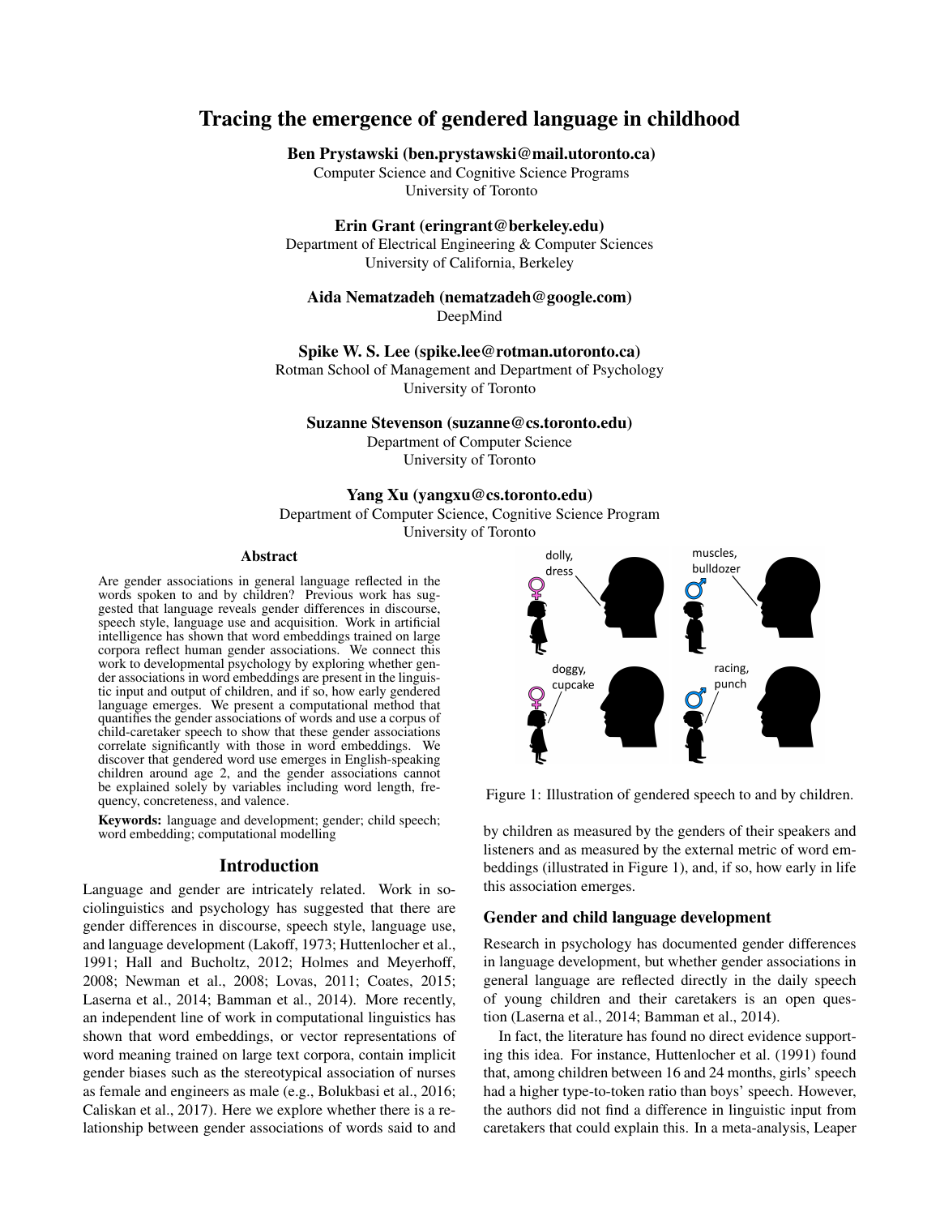# Tracing the emergence of gendered language in childhood

**Ben Prystawski (ben.prystawski@mail.utoronto.ca)**
Computer Science and Cognitive Science Programs
University of Toronto

**Erin Grant (eringrant@berkeley.edu)**
Department of Electrical Engineering & Computer Sciences
University of California, Berkeley

**Aida Nematzadeh (nematzadeh@google.com)**
DeepMind

**Spike W. S. Lee (spike.lee@rotman.utoronto.ca)**
Rotman School of Management and Department of Psychology
University of Toronto

**Suzanne Stevenson (suzanne@cs.toronto.edu)**
Department of Computer Science
University of Toronto

**Yang Xu (yangxu@cs.toronto.edu)**
Department of Computer Science, Cognitive Science Program
University of Toronto

## Abstract

Are gender associations in general language reflected in the words spoken to and by children? Previous work has suggested that language reveals gender differences in discourse, speech style, language use and acquisition. Work in artificial intelligence has shown that word embeddings trained on large corpora reflect human gender associations. We connect this work to developmental psychology by exploring whether gender associations in word embeddings are present in the linguistic input and output of children, and if so, how early gendered language emerges. We present a computational method that quantifies the gender associations of words and use a corpus of child-caretaker speech to show that these gender associations correlate significantly with those in word embeddings. We discover that gendered word use emerges in English-speaking children around age 2, and the gender associations cannot be explained solely by variables including word length, frequency, concreteness, and valence.

**Keywords:** language and development; gender; child speech; word embedding; computational modelling

## Introduction

Language and gender are intricately related. Work in sociolinguistics and psychology has suggested that there are gender differences in discourse, speech style, language use, and language development (Lakoff, 1973; Huttenlocher et al., 1991; Hall and Bucholtz, 2012; Holmes and Meyerhoff, 2008; Newman et al., 2008; Lovas, 2011; Coates, 2015; Laserna et al., 2014; Bamman et al., 2014). More recently, an independent line of work in computational linguistics has shown that word embeddings, or vector representations of word meaning trained on large text corpora, contain implicit gender biases such as the stereotypical association of nurses as female and engineers as male (e.g., Bolukbasi et al., 2016; Caliskan et al., 2017). Here we explore whether there is a relationship between gender associations of words said to and by children as measured by the genders of their speakers and listeners and as measured by the external metric of word embeddings (illustrated in Figure 1), and, if so, how early in life this association emerges.

Figure 1: Illustration of gendered speech to and by children.

### Gender and child language development

Research in psychology has documented gender differences in language development, but whether gender associations in general language are reflected directly in the daily speech of young children and their caretakers is an open question (Laserna et al., 2014; Bamman et al., 2014).

In fact, the literature has found no direct evidence supporting this idea. For instance, Huttenlocher et al. (1991) found that, among children between 16 and 24 months, girls' speech had a higher type-to-token ratio than boys' speech. However, the authors did not find a difference in linguistic input from caretakers that could explain this. In a meta-analysis, Leaper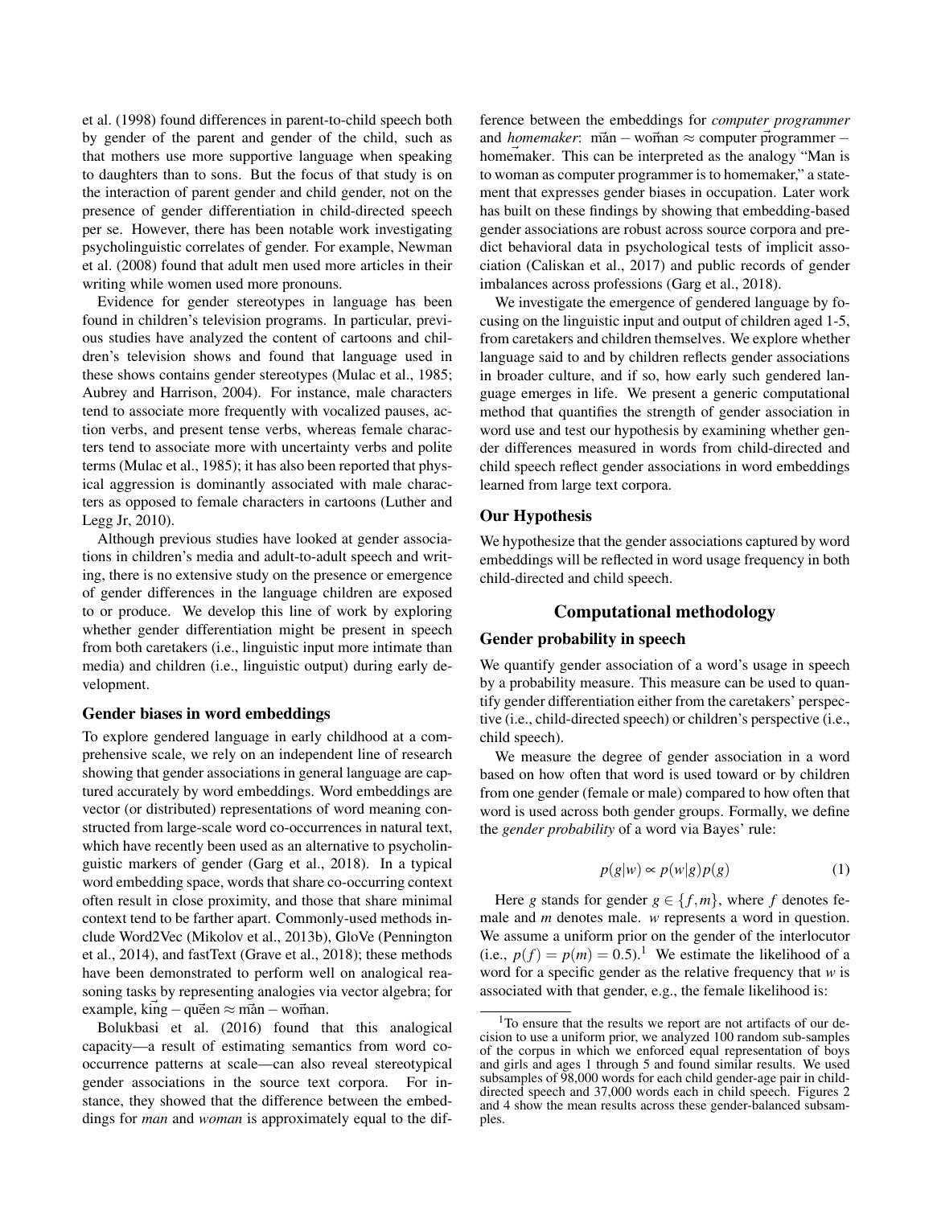et al. (1998) found differences in parent-to-child speech both by gender of the parent and gender of the child, such as that mothers use more supportive language when speaking to daughters than to sons. But the focus of that study is on the interaction of parent gender and child gender, not on the presence of gender differentiation in child-directed speech per se. However, there has been notable work investigating psycholinguistic correlates of gender. For example, Newman et al. (2008) found that adult men used more articles in their writing while women used more pronouns.

Evidence for gender stereotypes in language has been found in children's television programs. In particular, previous studies have analyzed the content of cartoons and children's television shows and found that language used in these shows contains gender stereotypes (Mulac et al., 1985; Aubrey and Harrison, 2004). For instance, male characters tend to associate more frequently with vocalized pauses, action verbs, and present tense verbs, whereas female characters tend to associate more with uncertainty verbs and polite terms (Mulac et al., 1985); it has also been reported that physical aggression is dominantly associated with male characters as opposed to female characters in cartoons (Luther and Legg Jr, 2010).

Although previous studies have looked at gender associations in children's media and adult-to-adult speech and writing, there is no extensive study on the presence or emergence of gender differences in the language children are exposed to or produce. We develop this line of work by exploring whether gender differentiation might be present in speech from both caretakers (i.e., linguistic input more intimate than media) and children (i.e., linguistic output) during early development.

### Gender biases in word embeddings

To explore gendered language in early childhood at a comprehensive scale, we rely on an independent line of research showing that gender associations in general language are captured accurately by word embeddings. Word embeddings are vector (or distributed) representations of word meaning constructed from large-scale word co-occurrences in natural text, which have recently been used as an alternative to psycholinguistic markers of gender (Garg et al., 2018). In a typical word embedding space, words that share co-occurring context often result in close proximity, and those that share minimal context tend to be farther apart. Commonly-used methods include Word2Vec (Mikolov et al., 2013b), GloVe (Pennington et al., 2014), and fastText (Grave et al., 2018); these methods have been demonstrated to perform well on analogical reasoning tasks by representing analogies via vector algebra; for example, $\vec{\text{king}} - \vec{\text{queen}} \approx \vec{\text{man}} - \vec{\text{woman}}$.

Bolukbasi et al. (2016) found that this analogical capacity—a result of estimating semantics from word co-occurrence patterns at scale—can also reveal stereotypical gender associations in the source text corpora. For instance, they showed that the difference between the embeddings for *man* and *woman* is approximately equal to the difference between the embeddings for *computer programmer* and *homemaker*: $\vec{\text{man}} - \vec{\text{woman}} \approx \vec{\text{computer programmer}} - \vec{\text{homemaker}}$. This can be interpreted as the analogy "Man is to woman as computer programmer is to homemaker," a statement that expresses gender biases in occupation. Later work has built on these findings by showing that embedding-based gender associations are robust across source corpora and predict behavioral data in psychological tests of implicit association (Caliskan et al., 2017) and public records of gender imbalances across professions (Garg et al., 2018).

We investigate the emergence of gendered language by focusing on the linguistic input and output of children aged 1-5, from caretakers and children themselves. We explore whether language said to and by children reflects gender associations in broader culture, and if so, how early such gendered language emerges in life. We present a generic computational method that quantifies the strength of gender association in word use and test our hypothesis by examining whether gender differences measured in words from child-directed and child speech reflect gender associations in word embeddings learned from large text corpora.

### Our Hypothesis

We hypothesize that the gender associations captured by word embeddings will be reflected in word usage frequency in both child-directed and child speech.

## Computational methodology

### Gender probability in speech

We quantify gender association of a word's usage in speech by a probability measure. This measure can be used to quantify gender differentiation either from the caretakers' perspective (i.e., child-directed speech) or children's perspective (i.e., child speech).

We measure the degree of gender association in a word based on how often that word is used toward or by children from one gender (female or male) compared to how often that word is used across both gender groups. Formally, we define the *gender probability* of a word via Bayes' rule:

$$p(g|w) \propto p(w|g)p(g) \tag{1}$$

Here $g$ stands for gender $g \in \{f, m\}$, where $f$ denotes female and $m$ denotes male. $w$ represents a word in question. We assume a uniform prior on the gender of the interlocutor (i.e., $p(f) = p(m) = 0.5$).[1] We estimate the likelihood of a word for a specific gender as the relative frequency that $w$ is associated with that gender, e.g., the female likelihood is:

[1] To ensure that the results we report are not artifacts of our decision to use a uniform prior, we analyzed 100 random sub-samples of the corpus in which we enforced equal representation of boys and girls and ages 1 through 5 and found similar results. We used subsamples of 98,000 words for each child gender-age pair in child-directed speech and 37,000 words each in child speech. Figures 2 and 4 show the mean results across these gender-balanced subsamples.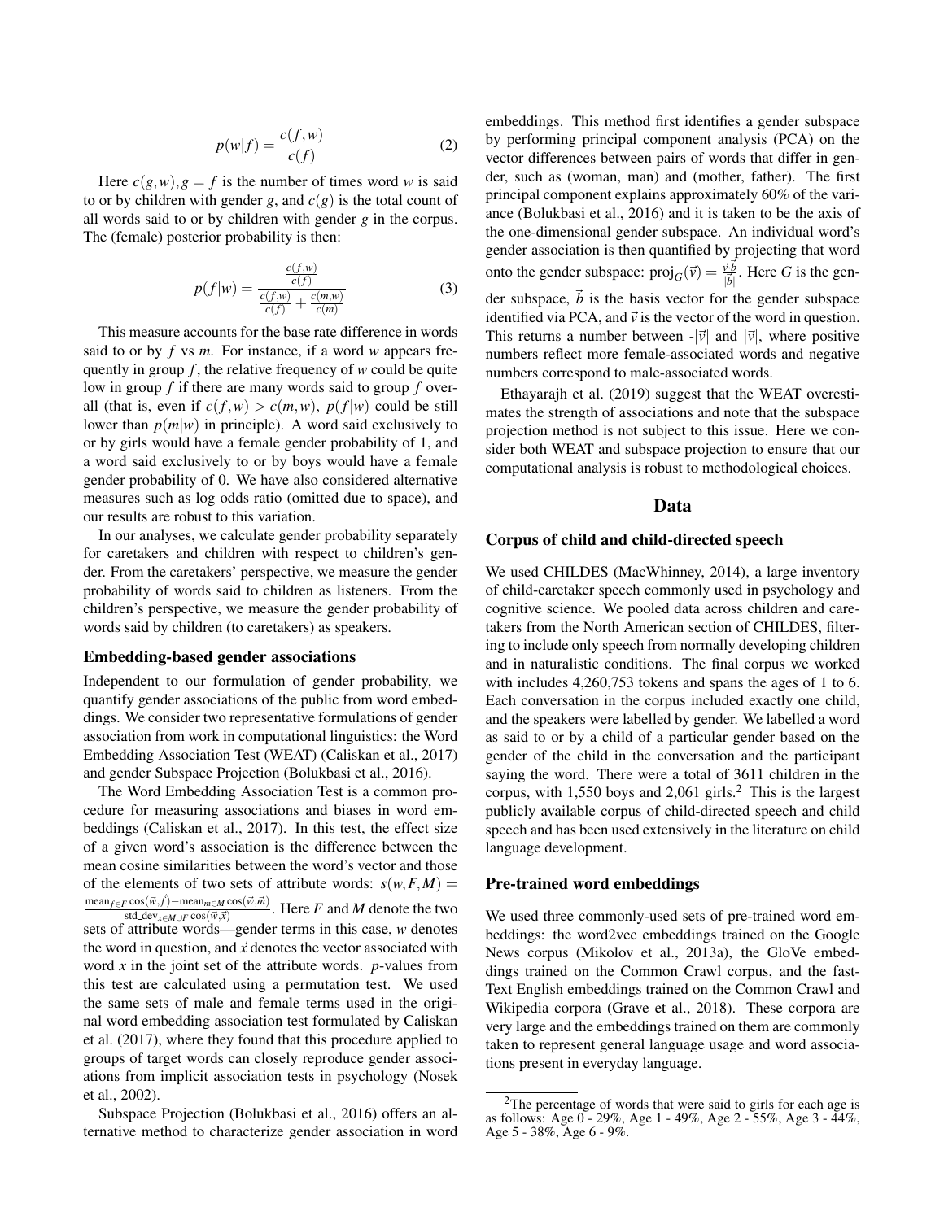$$p(w|f) = \frac{c(f,w)}{c(f)} \tag{2}$$

Here $c(g,w), g = f$ is the number of times word $w$ is said to or by children with gender $g$, and $c(g)$ is the total count of all words said to or by children with gender $g$ in the corpus. The (female) posterior probability is then:

$$p(f|w) = \frac{\frac{c(f,w)}{c(f)}}{\frac{c(f,w)}{c(f)} + \frac{c(m,w)}{c(m)}} \tag{3}$$

This measure accounts for the base rate difference in words said to or by $f$ vs $m$. For instance, if a word $w$ appears frequently in group $f$, the relative frequency of $w$ could be quite low in group $f$ if there are many words said to group $f$ overall (that is, even if $c(f,w) > c(m,w)$, $p(f|w)$ could be still lower than $p(m|w)$ in principle). A word said exclusively to or by girls would have a female gender probability of 1, and a word said exclusively to or by boys would have a female gender probability of 0. We have also considered alternative measures such as log odds ratio (omitted due to space), and our results are robust to this variation.

In our analyses, we calculate gender probability separately for caretakers and children with respect to children's gender. From the caretakers' perspective, we measure the gender probability of words said to children as listeners. From the children's perspective, we measure the gender probability of words said by children (to caretakers) as speakers.

### Embedding-based gender associations

Independent to our formulation of gender probability, we quantify gender associations of the public from word embeddings. We consider two representative formulations of gender association from work in computational linguistics: the Word Embedding Association Test (WEAT) (Caliskan et al., 2017) and gender Subspace Projection (Bolukbasi et al., 2016).

The Word Embedding Association Test is a common procedure for measuring associations and biases in word embeddings (Caliskan et al., 2017). In this test, the effect size of a given word's association is the difference between the mean cosine similarities between the word's vector and those of the elements of two sets of attribute words: $s(w,F,M) = \frac{\text{mean}_{f\in F}\cos(\vec{w},\vec{f}) - \text{mean}_{m\in M}\cos(\vec{w},\vec{m})}{\text{std\_dev}_{x\in M\cup F}\cos(\vec{w},\vec{x})}$. Here $F$ and $M$ denote the two sets of attribute words—gender terms in this case, $w$ denotes the word in question, and $\vec{x}$ denotes the vector associated with word $x$ in the joint set of the attribute words. $p$-values from this test are calculated using a permutation test. We used the same sets of male and female terms used in the original word embedding association test formulated by Caliskan et al. (2017), where they found that this procedure applied to groups of target words can closely reproduce gender associations from implicit association tests in psychology (Nosek et al., 2002).

Subspace Projection (Bolukbasi et al., 2016) offers an alternative method to characterize gender association in word embeddings. This method first identifies a gender subspace by performing principal component analysis (PCA) on the vector differences between pairs of words that differ in gender, such as (woman, man) and (mother, father). The first principal component explains approximately 60% of the variance (Bolukbasi et al., 2016) and it is taken to be the axis of the one-dimensional gender subspace. An individual word's gender association is then quantified by projecting that word onto the gender subspace: $\text{proj}_G(\vec{v}) = \frac{\vec{v}\cdot\vec{b}}{|\vec{b}|}$. Here $G$ is the gender subspace, $\vec{b}$ is the basis vector for the gender subspace identified via PCA, and $\vec{v}$ is the vector of the word in question. This returns a number between -$|\vec{v}|$ and $|\vec{v}|$, where positive numbers reflect more female-associated words and negative numbers correspond to male-associated words.

Ethayarajh et al. (2019) suggest that the WEAT overestimates the strength of associations and note that the subspace projection method is not subject to this issue. Here we consider both WEAT and subspace projection to ensure that our computational analysis is robust to methodological choices.

## Data

### Corpus of child and child-directed speech

We used CHILDES (MacWhinney, 2014), a large inventory of child-caretaker speech commonly used in psychology and cognitive science. We pooled data across children and caretakers from the North American section of CHILDES, filtering to include only speech from normally developing children and in naturalistic conditions. The final corpus we worked with includes 4,260,753 tokens and spans the ages of 1 to 6. Each conversation in the corpus included exactly one child, and the speakers were labelled by gender. We labelled a word as said to or by a child of a particular gender based on the gender of the child in the conversation and the participant saying the word. There were a total of 3611 children in the corpus, with 1,550 boys and 2,061 girls.[2] This is the largest publicly available corpus of child-directed speech and child speech and has been used extensively in the literature on child language development.

### Pre-trained word embeddings

We used three commonly-used sets of pre-trained word embeddings: the word2vec embeddings trained on the Google News corpus (Mikolov et al., 2013a), the GloVe embeddings trained on the Common Crawl corpus, and the fastText English embeddings trained on the Common Crawl and Wikipedia corpora (Grave et al., 2018). These corpora are very large and the embeddings trained on them are commonly taken to represent general language usage and word associations present in everyday language.

[2] The percentage of words that were said to girls for each age is as follows: Age 0 - 29%, Age 1 - 49%, Age 2 - 55%, Age 3 - 44%, Age 5 - 38%, Age 6 - 9%.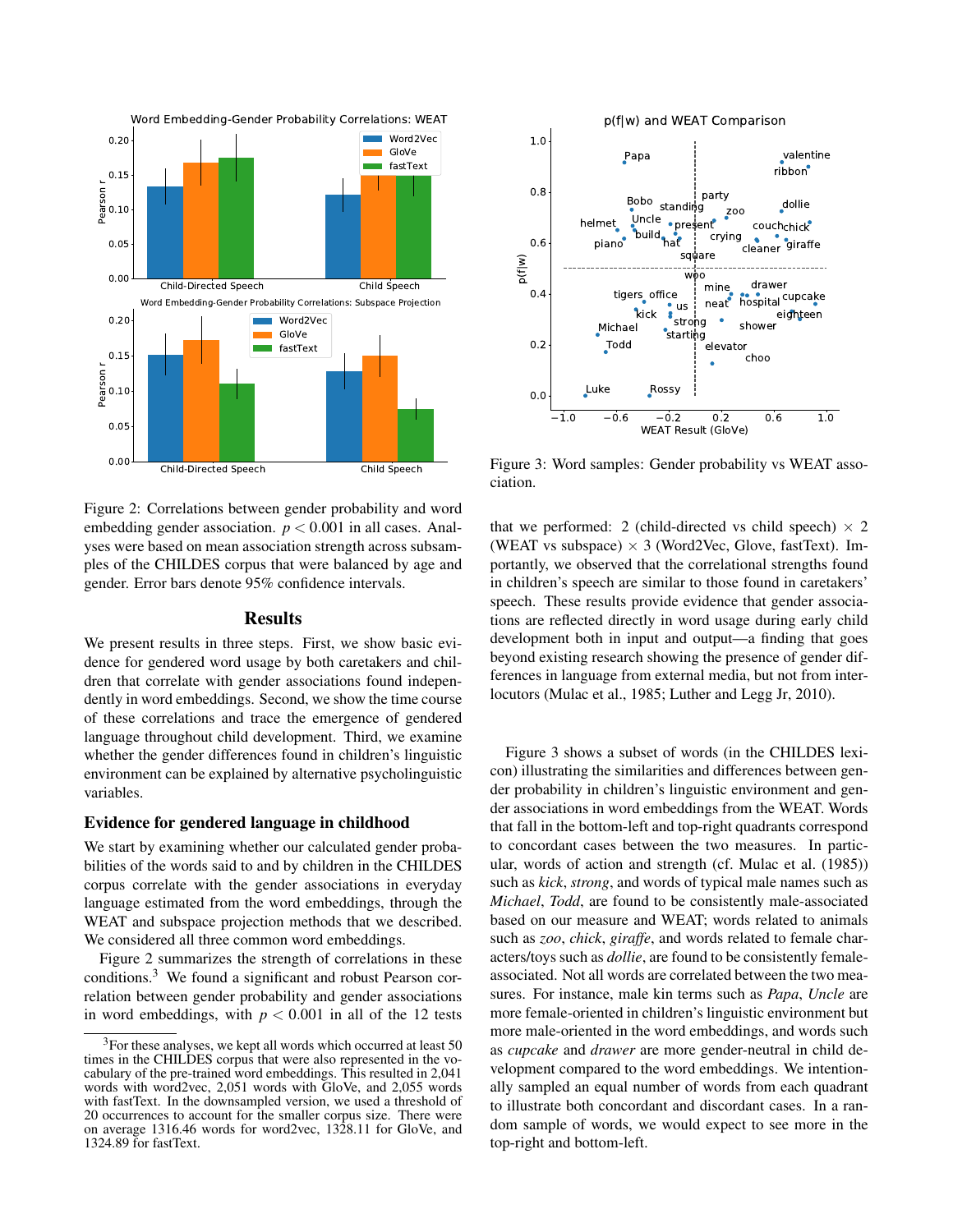Figure 2: Correlations between gender probability and word embedding gender association. $p < 0.001$ in all cases. Analyses were based on mean association strength across subsamples of the CHILDES corpus that were balanced by age and gender. Error bars denote 95% confidence intervals.

## Results

We present results in three steps. First, we show basic evidence for gendered word usage by both caretakers and children that correlate with gender associations found independently in word embeddings. Second, we show the time course of these correlations and trace the emergence of gendered language throughout child development. Third, we examine whether the gender differences found in children's linguistic environment can be explained by alternative psycholinguistic variables.

### Evidence for gendered language in childhood

We start by examining whether our calculated gender probabilities of the words said to and by children in the CHILDES corpus correlate with the gender associations in everyday language estimated from the word embeddings, through the WEAT and subspace projection methods that we described. We considered all three common word embeddings.

Figure 2 summarizes the strength of correlations in these conditions.[3] We found a significant and robust Pearson correlation between gender probability and gender associations in word embeddings, with $p < 0.001$ in all of the 12 tests that we performed: 2 (child-directed vs child speech) × 2 (WEAT vs subspace) × 3 (Word2Vec, Glove, fastText). Importantly, we observed that the correlational strengths found in children's speech are similar to those found in caretakers' speech. These results provide evidence that gender associations are reflected directly in word usage during early child development both in input and output—a finding that goes beyond existing research showing the presence of gender differences in language from external media, but not from interlocutors (Mulac et al., 1985; Luther and Legg Jr, 2010).

Figure 3: Word samples: Gender probability vs WEAT association.

Figure 3 shows a subset of words (in the CHILDES lexicon) illustrating the similarities and differences between gender probability in children's linguistic environment and gender associations in word embeddings from the WEAT. Words that fall in the bottom-left and top-right quadrants correspond to concordant cases between the two measures. In particular, words of action and strength (cf. Mulac et al. (1985)) such as *kick*, *strong*, and words of typical male names such as *Michael*, *Todd*, are found to be consistently male-associated based on our measure and WEAT; words related to animals such as *zoo*, *chick*, *giraffe*, and words related to female characters/toys such as *dollie*, are found to be consistently female-associated. Not all words are correlated between the two measures. For instance, male kin terms such as *Papa*, *Uncle* are more female-oriented in children's linguistic environment but more male-oriented in the word embeddings, and words such as *cupcake* and *drawer* are more gender-neutral in child development compared to the word embeddings. We intentionally sampled an equal number of words from each quadrant to illustrate both concordant and discordant cases. In a random sample of words, we would expect to see more in the top-right and bottom-left.

[3] For these analyses, we kept all words which occurred at least 50 times in the CHILDES corpus that were also represented in the vocabulary of the pre-trained word embeddings. This resulted in 2,041 words with word2vec, 2,051 words with GloVe, and 2,055 words with fastText. In the downsampled version, we used a threshold of 20 occurrences to account for the smaller corpus size. There were on average 1316.46 words for word2vec, 1328.11 for GloVe, and 1324.89 for fastText.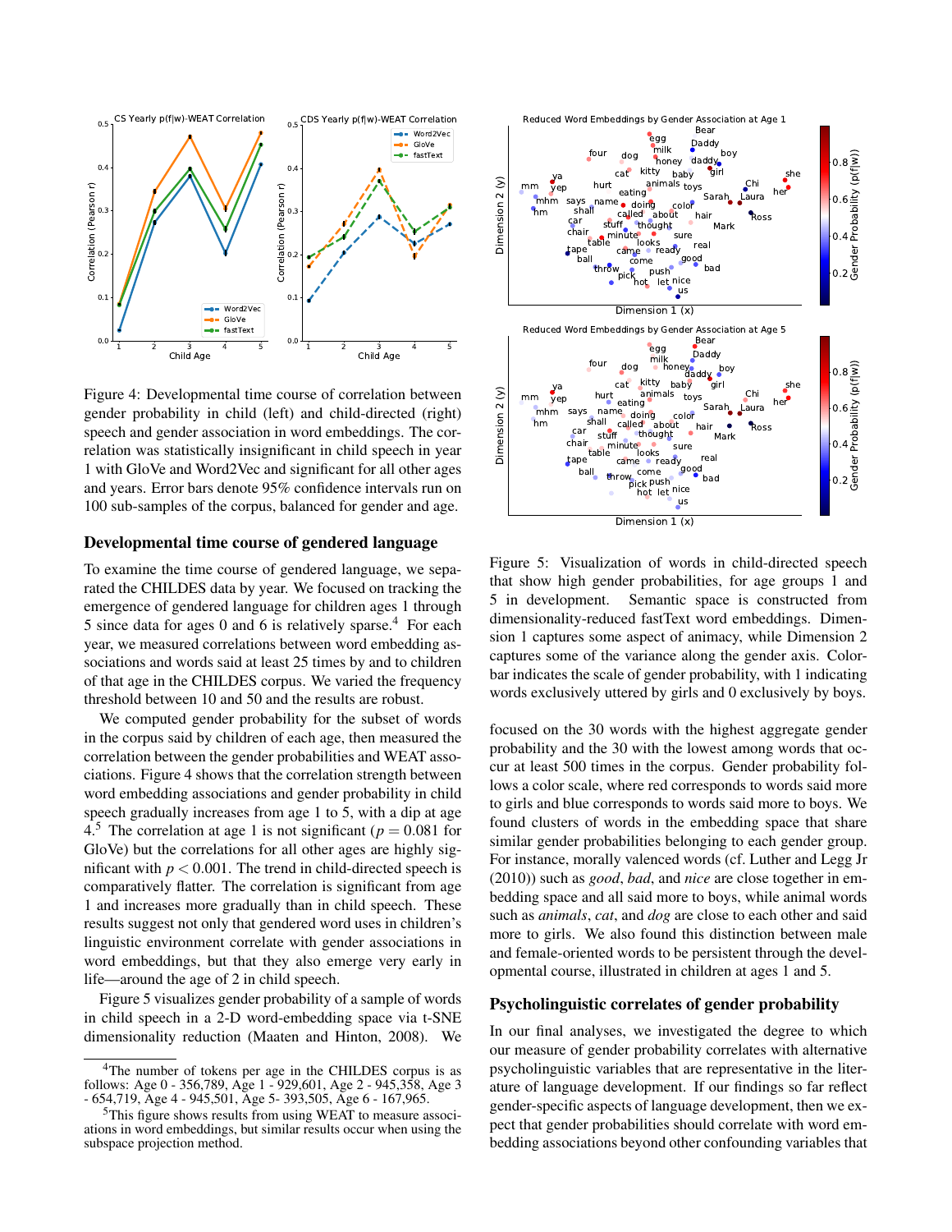Figure 4: Developmental time course of correlation between gender probability in child (left) and child-directed (right) speech and gender association in word embeddings. The correlation was statistically insignificant in child speech in year 1 with GloVe and Word2Vec and significant for all other ages and years. Error bars denote 95% confidence intervals run on 100 sub-samples of the corpus, balanced for gender and age.

## Developmental time course of gendered language

To examine the time course of gendered language, we separated the CHILDES data by year. We focused on tracking the emergence of gendered language for children ages 1 through 5 since data for ages 0 and 6 is relatively sparse.[4] For each year, we measured correlations between word embedding associations and words said at least 25 times by and to children of that age in the CHILDES corpus. We varied the frequency threshold between 10 and 50 and the results are robust.

We computed gender probability for the subset of words in the corpus said by children of each age, then measured the correlation between the gender probabilities and WEAT associations. Figure 4 shows that the correlation strength between word embedding associations and gender probability in child speech gradually increases from age 1 to 5, with a dip at age 4.[5] The correlation at age 1 is not significant ($p = 0.081$ for GloVe) but the correlations for all other ages are highly significant with $p < 0.001$. The trend in child-directed speech is comparatively flatter. The correlation is significant from age 1 and increases more gradually than in child speech. These results suggest not only that gendered word uses in children's linguistic environment correlate with gender associations in word embeddings, but that they also emerge very early in life—around the age of 2 in child speech.

Figure 5 visualizes gender probability of a sample of words in child speech in a 2-D word-embedding space via t-SNE dimensionality reduction (Maaten and Hinton, 2008). We focused on the 30 words with the highest aggregate gender probability and the 30 with the lowest among words that occur at least 500 times in the corpus. Gender probability follows a color scale, where red corresponds to words said more to girls and blue corresponds to words said more to boys. We found clusters of words in the embedding space that share similar gender probabilities belonging to each gender group. For instance, morally valenced words (cf. Luther and Legg Jr (2010)) such as *good*, *bad*, and *nice* are close together in embedding space and all said more to boys, while animal words such as *animals*, *cat*, and *dog* are close to each other and said more to girls. We also found this distinction between male and female-oriented words to be persistent through the developmental course, illustrated in children at ages 1 and 5.

Figure 5: Visualization of words in child-directed speech that show high gender probabilities, for age groups 1 and 5 in development. Semantic space is constructed from dimensionality-reduced fastText word embeddings. Dimension 1 captures some aspect of animacy, while Dimension 2 captures some of the variance along the gender axis. Colorbar indicates the scale of gender probability, with 1 indicating words exclusively uttered by girls and 0 exclusively by boys.

## Psycholinguistic correlates of gender probability

In our final analyses, we investigated the degree to which our measure of gender probability correlates with alternative psycholinguistic variables that are representative in the literature of language development. If our findings so far reflect gender-specific aspects of language development, then we expect that gender probabilities should correlate with word embedding associations beyond other confounding variables that

---

[4] The number of tokens per age in the CHILDES corpus is as follows: Age 0 - 356,789, Age 1 - 929,601, Age 2 - 945,358, Age 3 - 654,719, Age 4 - 945,501, Age 5- 393,505, Age 6 - 167,965.

[5] This figure shows results from using WEAT to measure associations in word embeddings, but similar results occur when using the subspace projection method.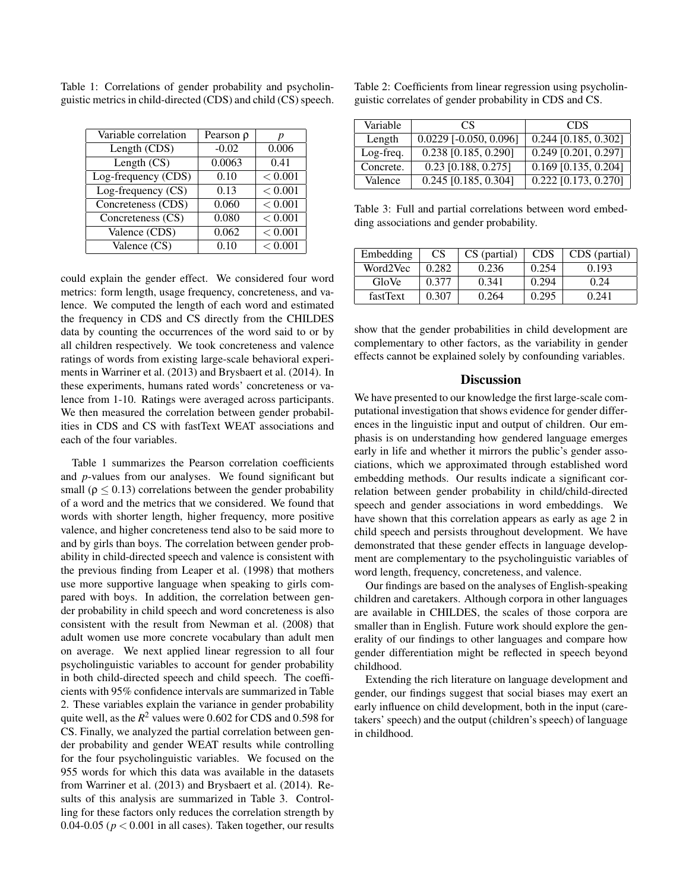Table 1: Correlations of gender probability and psycholinguistic metrics in child-directed (CDS) and child (CS) speech.

| Variable correlation | Pearson ρ | $p$ |
|---|---|---|
| Length (CDS) | -0.02 | 0.006 |
| Length (CS) | 0.0063 | 0.41 |
| Log-frequency (CDS) | 0.10 | $< 0.001$ |
| Log-frequency (CS) | 0.13 | $< 0.001$ |
| Concreteness (CDS) | 0.060 | $< 0.001$ |
| Concreteness (CS) | 0.080 | $< 0.001$ |
| Valence (CDS) | 0.062 | $< 0.001$ |
| Valence (CS) | 0.10 | $< 0.001$ |

could explain the gender effect. We considered four word metrics: form length, usage frequency, concreteness, and valence. We computed the length of each word and estimated the frequency in CDS and CS directly from the CHILDES data by counting the occurrences of the word said to or by all children respectively. We took concreteness and valence ratings of words from existing large-scale behavioral experiments in Warriner et al. (2013) and Brysbaert et al. (2014). In these experiments, humans rated words' concreteness or valence from 1-10. Ratings were averaged across participants. We then measured the correlation between gender probabilities in CDS and CS with fastText WEAT associations and each of the four variables.

Table 1 summarizes the Pearson correlation coefficients and $p$-values from our analyses. We found significant but small ($\rho \leq 0.13$) correlations between the gender probability of a word and the metrics that we considered. We found that words with shorter length, higher frequency, more positive valence, and higher concreteness tend also to be said more to and by girls than boys. The correlation between gender probability in child-directed speech and valence is consistent with the previous finding from Leaper et al. (1998) that mothers use more supportive language when speaking to girls compared with boys. In addition, the correlation between gender probability in child speech and word concreteness is also consistent with the result from Newman et al. (2008) that adult women use more concrete vocabulary than adult men on average. We next applied linear regression to all four psycholinguistic variables to account for gender probability in both child-directed speech and child speech. The coefficients with 95% confidence intervals are summarized in Table 2. These variables explain the variance in gender probability quite well, as the $R^2$ values were 0.602 for CDS and 0.598 for CS. Finally, we analyzed the partial correlation between gender probability and gender WEAT results while controlling for the four psycholinguistic variables. We focused on the 955 words for which this data was available in the datasets from Warriner et al. (2013) and Brysbaert et al. (2014). Results of this analysis are summarized in Table 3. Controlling for these factors only reduces the correlation strength by 0.04-0.05 ($p < 0.001$ in all cases). Taken together, our results show that the gender probabilities in child development are complementary to other factors, as the variability in gender effects cannot be explained solely by confounding variables.

Table 2: Coefficients from linear regression using psycholinguistic correlates of gender probability in CDS and CS.

| Variable | CS | CDS |
|---|---|---|
| Length | 0.0229 [-0.050, 0.096] | 0.244 [0.185, 0.302] |
| Log-freq. | 0.238 [0.185, 0.290] | 0.249 [0.201, 0.297] |
| Concrete. | 0.23 [0.188, 0.275] | 0.169 [0.135, 0.204] |
| Valence | 0.245 [0.185, 0.304] | 0.222 [0.173, 0.270] |

Table 3: Full and partial correlations between word embedding associations and gender probability.

| Embedding | CS | CS (partial) | CDS | CDS (partial) |
|---|---|---|---|---|
| Word2Vec | 0.282 | 0.236 | 0.254 | 0.193 |
| GloVe | 0.377 | 0.341 | 0.294 | 0.24 |
| fastText | 0.307 | 0.264 | 0.295 | 0.241 |

## Discussion

We have presented to our knowledge the first large-scale computational investigation that shows evidence for gender differences in the linguistic input and output of children. Our emphasis is on understanding how gendered language emerges early in life and whether it mirrors the public's gender associations, which we approximated through established word embedding methods. Our results indicate a significant correlation between gender probability in child/child-directed speech and gender associations in word embeddings. We have shown that this correlation appears as early as age 2 in child speech and persists throughout development. We have demonstrated that these gender effects in language development are complementary to the psycholinguistic variables of word length, frequency, concreteness, and valence.

Our findings are based on the analyses of English-speaking children and caretakers. Although corpora in other languages are available in CHILDES, the scales of those corpora are smaller than in English. Future work should explore the generality of our findings to other languages and compare how gender differentiation might be reflected in speech beyond childhood.

Extending the rich literature on language development and gender, our findings suggest that social biases may exert an early influence on child development, both in the input (caretakers' speech) and the output (children's speech) of language in childhood.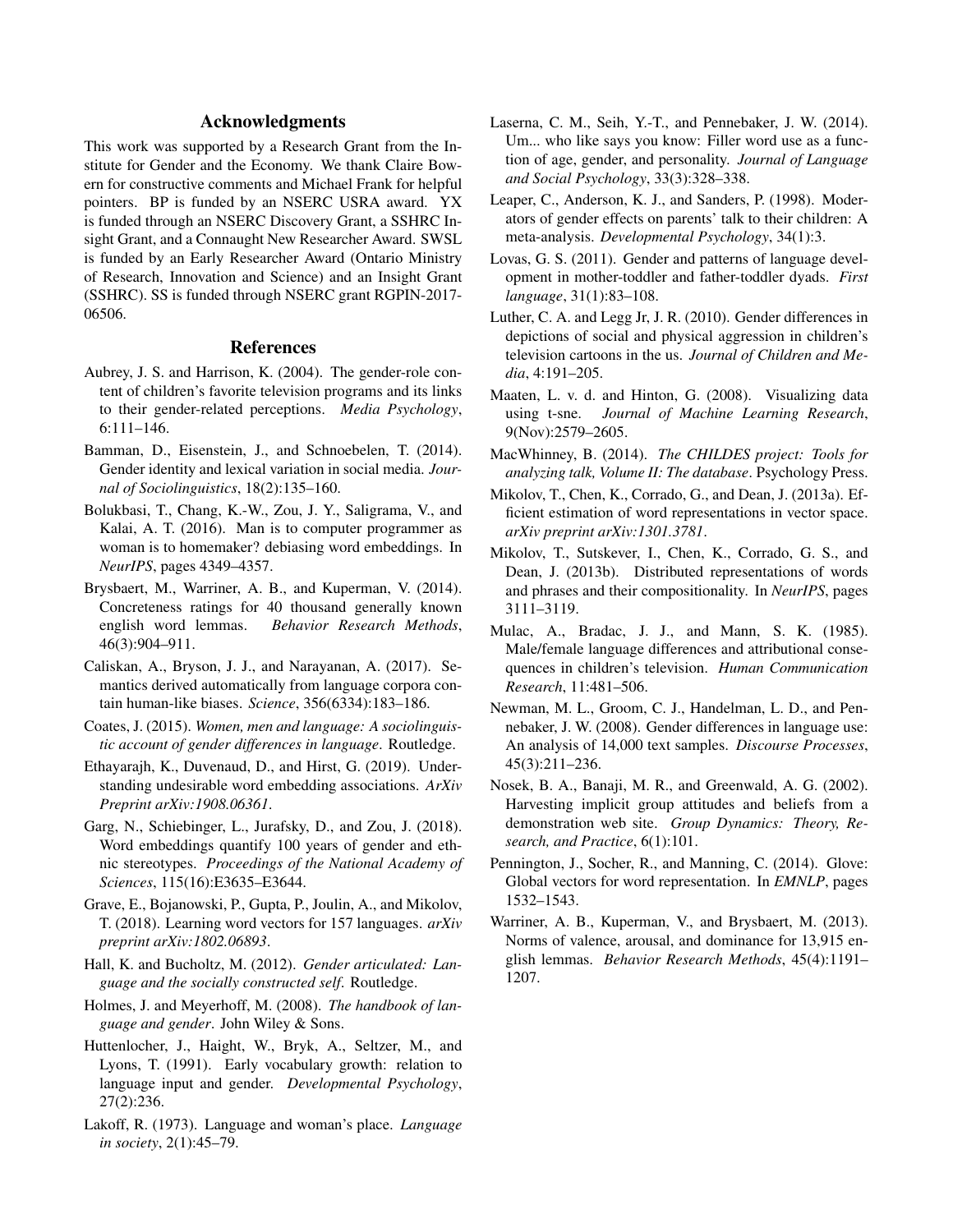## Acknowledgments

This work was supported by a Research Grant from the Institute for Gender and the Economy. We thank Claire Bowern for constructive comments and Michael Frank for helpful pointers. BP is funded by an NSERC USRA award. YX is funded through an NSERC Discovery Grant, a SSHRC Insight Grant, and a Connaught New Researcher Award. SWSL is funded by an Early Researcher Award (Ontario Ministry of Research, Innovation and Science) and an Insight Grant (SSHRC). SS is funded through NSERC grant RGPIN-2017-06506.

## References

Aubrey, J. S. and Harrison, K. (2004). The gender-role content of children's favorite television programs and its links to their gender-related perceptions. *Media Psychology*, 6:111–146.

Bamman, D., Eisenstein, J., and Schnoebelen, T. (2014). Gender identity and lexical variation in social media. *Journal of Sociolinguistics*, 18(2):135–160.

Bolukbasi, T., Chang, K.-W., Zou, J. Y., Saligrama, V., and Kalai, A. T. (2016). Man is to computer programmer as woman is to homemaker? debiasing word embeddings. In *NeurIPS*, pages 4349–4357.

Brysbaert, M., Warriner, A. B., and Kuperman, V. (2014). Concreteness ratings for 40 thousand generally known english word lemmas. *Behavior Research Methods*, 46(3):904–911.

Caliskan, A., Bryson, J. J., and Narayanan, A. (2017). Semantics derived automatically from language corpora contain human-like biases. *Science*, 356(6334):183–186.

Coates, J. (2015). *Women, men and language: A sociolinguistic account of gender differences in language*. Routledge.

Ethayarajh, K., Duvenaud, D., and Hirst, G. (2019). Understanding undesirable word embedding associations. *ArXiv Preprint arXiv:1908.06361*.

Garg, N., Schiebinger, L., Jurafsky, D., and Zou, J. (2018). Word embeddings quantify 100 years of gender and ethnic stereotypes. *Proceedings of the National Academy of Sciences*, 115(16):E3635–E3644.

Grave, E., Bojanowski, P., Gupta, P., Joulin, A., and Mikolov, T. (2018). Learning word vectors for 157 languages. *arXiv preprint arXiv:1802.06893*.

Hall, K. and Bucholtz, M. (2012). *Gender articulated: Language and the socially constructed self*. Routledge.

Holmes, J. and Meyerhoff, M. (2008). *The handbook of language and gender*. John Wiley & Sons.

Huttenlocher, J., Haight, W., Bryk, A., Seltzer, M., and Lyons, T. (1991). Early vocabulary growth: relation to language input and gender. *Developmental Psychology*, 27(2):236.

Lakoff, R. (1973). Language and woman's place. *Language in society*, 2(1):45–79.

Laserna, C. M., Seih, Y.-T., and Pennebaker, J. W. (2014). Um... who like says you know: Filler word use as a function of age, gender, and personality. *Journal of Language and Social Psychology*, 33(3):328–338.

Leaper, C., Anderson, K. J., and Sanders, P. (1998). Moderators of gender effects on parents' talk to their children: A meta-analysis. *Developmental Psychology*, 34(1):3.

Lovas, G. S. (2011). Gender and patterns of language development in mother-toddler and father-toddler dyads. *First language*, 31(1):83–108.

Luther, C. A. and Legg Jr, J. R. (2010). Gender differences in depictions of social and physical aggression in children's television cartoons in the us. *Journal of Children and Media*, 4:191–205.

Maaten, L. v. d. and Hinton, G. (2008). Visualizing data using t-sne. *Journal of Machine Learning Research*, 9(Nov):2579–2605.

MacWhinney, B. (2014). *The CHILDES project: Tools for analyzing talk, Volume II: The database*. Psychology Press.

Mikolov, T., Chen, K., Corrado, G., and Dean, J. (2013a). Efficient estimation of word representations in vector space. *arXiv preprint arXiv:1301.3781*.

Mikolov, T., Sutskever, I., Chen, K., Corrado, G. S., and Dean, J. (2013b). Distributed representations of words and phrases and their compositionality. In *NeurIPS*, pages 3111–3119.

Mulac, A., Bradac, J. J., and Mann, S. K. (1985). Male/female language differences and attributional consequences in children's television. *Human Communication Research*, 11:481–506.

Newman, M. L., Groom, C. J., Handelman, L. D., and Pennebaker, J. W. (2008). Gender differences in language use: An analysis of 14,000 text samples. *Discourse Processes*, 45(3):211–236.

Nosek, B. A., Banaji, M. R., and Greenwald, A. G. (2002). Harvesting implicit group attitudes and beliefs from a demonstration web site. *Group Dynamics: Theory, Research, and Practice*, 6(1):101.

Pennington, J., Socher, R., and Manning, C. (2014). Glove: Global vectors for word representation. In *EMNLP*, pages 1532–1543.

Warriner, A. B., Kuperman, V., and Brysbaert, M. (2013). Norms of valence, arousal, and dominance for 13,915 english lemmas. *Behavior Research Methods*, 45(4):1191–1207.